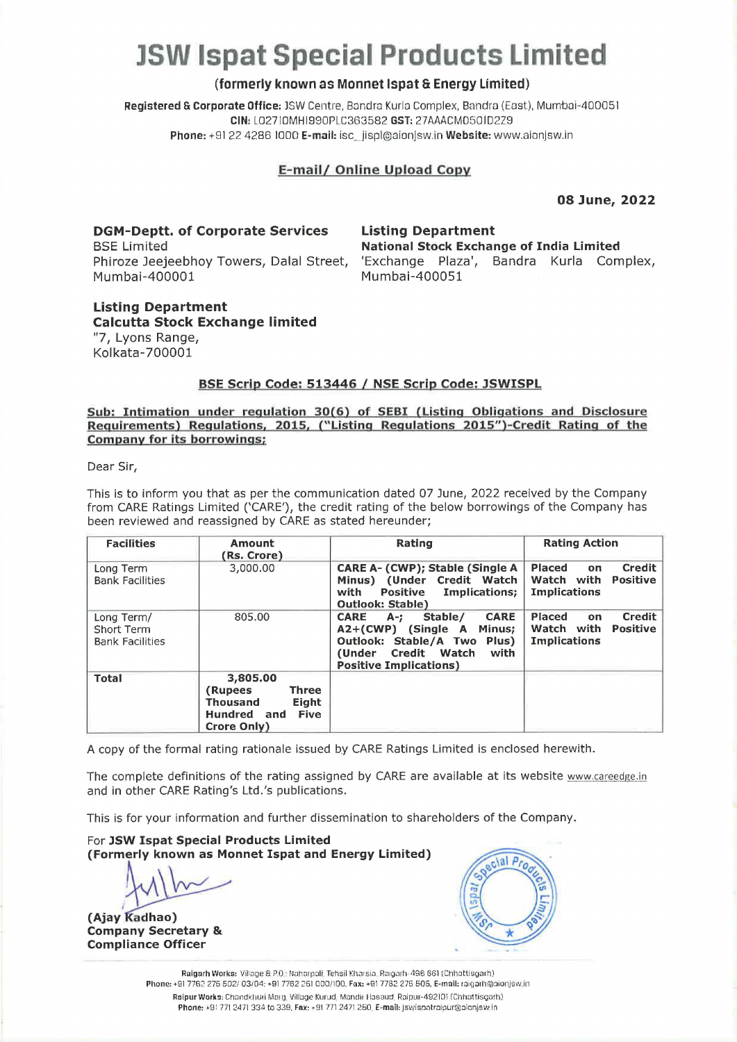# JSW Ispat Special Products Limited

**(formerly known as Monnet Ispat & Energy Limited)**

**Registered & Corporate Office:** JSW Centre, Bandra Kurla Complex, Bandra (East), Mumbai-400051
**CIN:** L02710MH1990PLC363582 **GST:** 27AAACM0501D2Z9
**Phone:** +91 22 4286 1000 **E-mail:** isc_jispl@aionjsw.in **Website:** www.aionjsw.in

**E-mail/ Online Upload Copy**

**08 June, 2022**

**DGM-Deptt. of Corporate Services**
BSE Limited
Phiroze Jeejeebhoy Towers, Dalal Street,
Mumbai-400001

**Listing Department**
**National Stock Exchange of India Limited**
'Exchange Plaza', Bandra Kurla Complex,
Mumbai-400051

**Listing Department**
**Calcutta Stock Exchange limited**
"7, Lyons Range,
Kolkata-700001

**BSE Scrip Code: 513446 / NSE Scrip Code: JSWISPL**

**Sub: Intimation under regulation 30(6) of SEBI (Listing Obligations and Disclosure Requirements) Regulations, 2015, ("Listing Regulations 2015")-Credit Rating of the Company for its borrowings;**

Dear Sir,

This is to inform you that as per the communication dated 07 June, 2022 received by the Company from CARE Ratings Limited ('CARE'), the credit rating of the below borrowings of the Company has been reviewed and reassigned by CARE as stated hereunder;

| Facilities | Amount (Rs. Crore) | Rating | Rating Action |
|---|---|---|---|
| Long Term Bank Facilities | 3,000.00 | **CARE A- (CWP); Stable (Single A Minus) (Under Credit Watch with Positive Implications; Outlook: Stable)** | **Placed on Credit Watch with Positive Implications** |
| Long Term/ Short Term Bank Facilities | 805.00 | **CARE A-; Stable/ CARE A2+(CWP) (Single A Minus; Outlook: Stable/A Two Plus) (Under Credit Watch with Positive Implications)** | **Placed on Credit Watch with Positive Implications** |
| **Total** | **3,805.00 (Rupees Three Thousand Eight Hundred and Five Crore Only)** | | |

A copy of the formal rating rationale issued by CARE Ratings Limited is enclosed herewith.

The complete definitions of the rating assigned by CARE are available at its website www.careedge.in and in other CARE Rating's Ltd.'s publications.

This is for your information and further dissemination to shareholders of the Company.

For **JSW Ispat Special Products Limited**
**(Formerly known as Monnet Ispat and Energy Limited)**

**(Ajay Kadhao)**
**Company Secretary &**
**Compliance Officer**

**Raigarh Works:** Village & P.O.: Naharpali, Tehsil Kharsia, Raigarh-496 661 (Chhattisgarh)
**Phone:** +91 7762 275 602/ 03/04; +91 7762 261 000/100, **Fax:** +91 7762 275 606, **E-mail:** raigarh@aionjsw.in
**Raipur Works:** Chandkhuri Marg, Village Kurud, Mandir Hasaud, Raipur-492101 (Chhattisgarh)
**Phone:** +91 771 2471 334 to 339, **Fax:** +91 771 2471 250, **E-mail:** jswispatraipur@aionjsw.in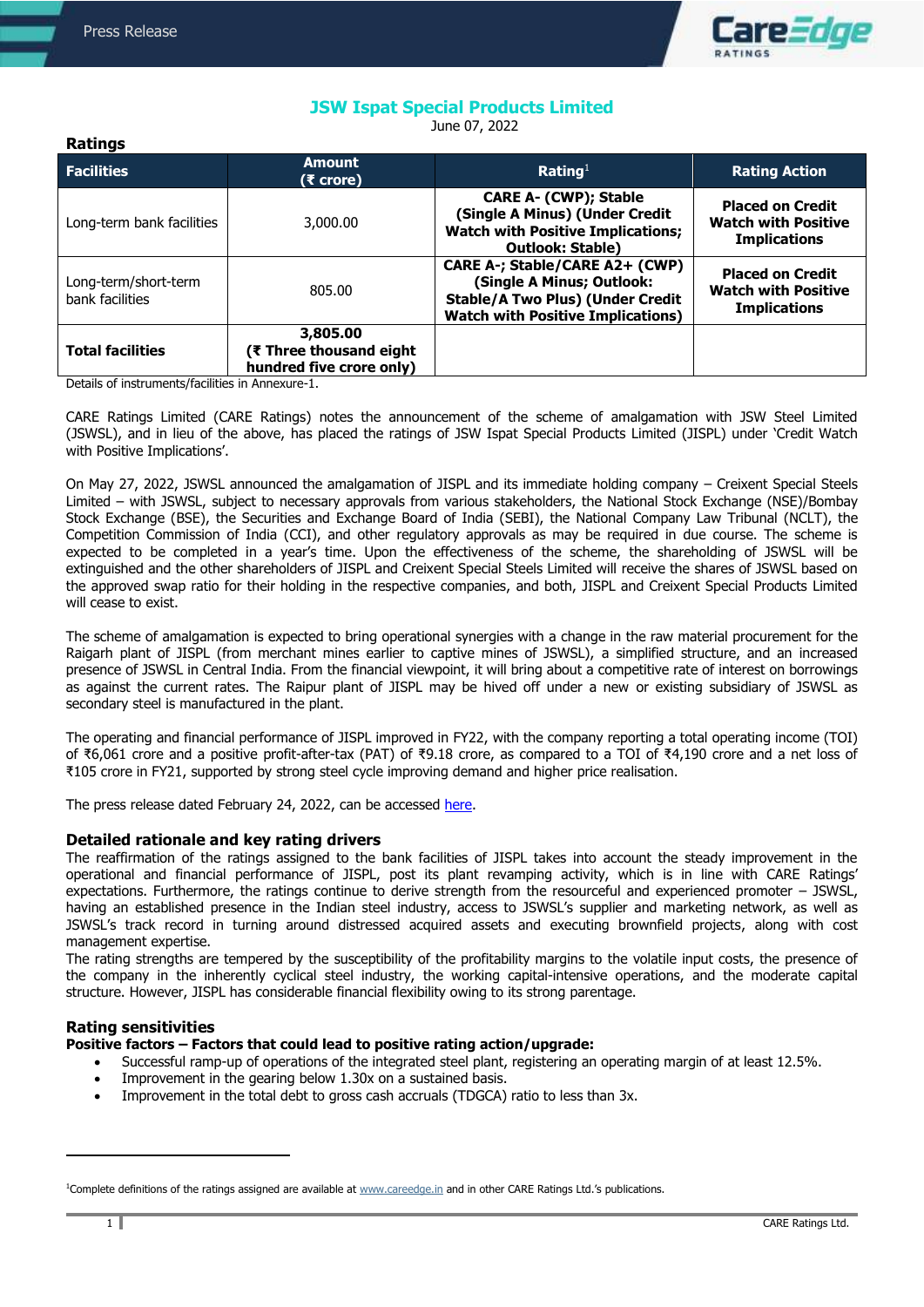# JSW Ispat Special Products Limited

June 07, 2022

## Ratings

| Facilities | Amount (₹ crore) | Rating[1] | Rating Action |
|---|---|---|---|
| Long-term bank facilities | 3,000.00 | CARE A- (CWP); Stable (Single A Minus) (Under Credit Watch with Positive Implications; Outlook: Stable) | Placed on Credit Watch with Positive Implications |
| Long-term/short-term bank facilities | 805.00 | CARE A-; Stable/CARE A2+ (CWP) (Single A Minus; Outlook: Stable/A Two Plus) (Under Credit Watch with Positive Implications) | Placed on Credit Watch with Positive Implications |
| **Total facilities** | **3,805.00 (₹ Three thousand eight hundred five crore only)** | | |

Details of instruments/facilities in Annexure-1.

CARE Ratings Limited (CARE Ratings) notes the announcement of the scheme of amalgamation with JSW Steel Limited (JSWSL), and in lieu of the above, has placed the ratings of JSW Ispat Special Products Limited (JISPL) under 'Credit Watch with Positive Implications'.

On May 27, 2022, JSWSL announced the amalgamation of JISPL and its immediate holding company – Creixent Special Steels Limited – with JSWSL, subject to necessary approvals from various stakeholders, the National Stock Exchange (NSE)/Bombay Stock Exchange (BSE), the Securities and Exchange Board of India (SEBI), the National Company Law Tribunal (NCLT), the Competition Commission of India (CCI), and other regulatory approvals as may be required in due course. The scheme is expected to be completed in a year's time. Upon the effectiveness of the scheme, the shareholding of JSWSL will be extinguished and the other shareholders of JISPL and Creixent Special Steels Limited will receive the shares of JSWSL based on the approved swap ratio for their holding in the respective companies, and both, JISPL and Creixent Special Products Limited will cease to exist.

The scheme of amalgamation is expected to bring operational synergies with a change in the raw material procurement for the Raigarh plant of JISPL (from merchant mines earlier to captive mines of JSWSL), a simplified structure, and an increased presence of JSWSL in Central India. From the financial viewpoint, it will bring about a competitive rate of interest on borrowings as against the current rates. The Raipur plant of JISPL may be hived off under a new or existing subsidiary of JSWSL as secondary steel is manufactured in the plant.

The operating and financial performance of JISPL improved in FY22, with the company reporting a total operating income (TOI) of ₹6,061 crore and a positive profit-after-tax (PAT) of ₹9.18 crore, as compared to a TOI of ₹4,190 crore and a net loss of ₹105 crore in FY21, supported by strong steel cycle improving demand and higher price realisation.

The press release dated February 24, 2022, can be accessed [here](here).

## Detailed rationale and key rating drivers

The reaffirmation of the ratings assigned to the bank facilities of JISPL takes into account the steady improvement in the operational and financial performance of JISPL, post its plant revamping activity, which is in line with CARE Ratings' expectations. Furthermore, the ratings continue to derive strength from the resourceful and experienced promoter – JSWSL, having an established presence in the Indian steel industry, access to JSWSL's supplier and marketing network, as well as JSWSL's track record in turning around distressed acquired assets and executing brownfield projects, along with cost management expertise.

The rating strengths are tempered by the susceptibility of the profitability margins to the volatile input costs, the presence of the company in the inherently cyclical steel industry, the working capital-intensive operations, and the moderate capital structure. However, JISPL has considerable financial flexibility owing to its strong parentage.

## Rating sensitivities

**Positive factors – Factors that could lead to positive rating action/upgrade:**

- Successful ramp-up of operations of the integrated steel plant, registering an operating margin of at least 12.5%.
- Improvement in the gearing below 1.30x on a sustained basis.
- Improvement in the total debt to gross cash accruals (TDGCA) ratio to less than 3x.

---

[1]Complete definitions of the ratings assigned are available at [www.careedge.in](www.careedge.in) and in other CARE Ratings Ltd.'s publications.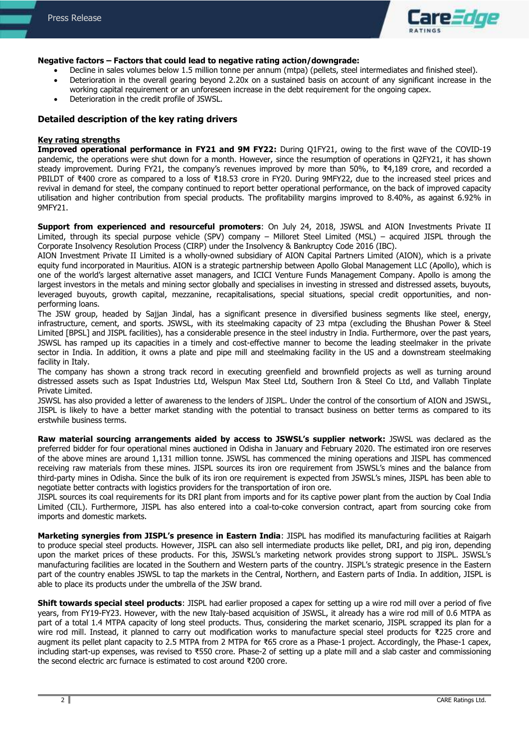**Negative factors – Factors that could lead to negative rating action/downgrade:**

- Decline in sales volumes below 1.5 million tonne per annum (mtpa) (pellets, steel intermediates and finished steel).
- Deterioration in the overall gearing beyond 2.20x on a sustained basis on account of any significant increase in the working capital requirement or an unforeseen increase in the debt requirement for the ongoing capex.
- Deterioration in the credit profile of JSWSL.

## Detailed description of the key rating drivers

### Key rating strengths

**Improved operational performance in FY21 and 9M FY22:** During Q1FY21, owing to the first wave of the COVID-19 pandemic, the operations were shut down for a month. However, since the resumption of operations in Q2FY21, it has shown steady improvement. During FY21, the company's revenues improved by more than 50%, to ₹4,189 crore, and recorded a PBILDT of ₹400 crore as compared to a loss of ₹18.53 crore in FY20. During 9MFY22, due to the increased steel prices and revival in demand for steel, the company continued to report better operational performance, on the back of improved capacity utilisation and higher contribution from special products. The profitability margins improved to 8.40%, as against 6.92% in 9MFY21.

**Support from experienced and resourceful promoters**: On July 24, 2018, JSWSL and AION Investments Private II Limited, through its special purpose vehicle (SPV) company – Milloret Steel Limited (MSL) – acquired JISPL through the Corporate Insolvency Resolution Process (CIRP) under the Insolvency & Bankruptcy Code 2016 (IBC).

AION Investment Private II Limited is a wholly-owned subsidiary of AION Capital Partners Limited (AION), which is a private equity fund incorporated in Mauritius. AION is a strategic partnership between Apollo Global Management LLC (Apollo), which is one of the world's largest alternative asset managers, and ICICI Venture Funds Management Company. Apollo is among the largest investors in the metals and mining sector globally and specialises in investing in stressed and distressed assets, buyouts, leveraged buyouts, growth capital, mezzanine, recapitalisations, special situations, special credit opportunities, and non-performing loans.

The JSW group, headed by Sajjan Jindal, has a significant presence in diversified business segments like steel, energy, infrastructure, cement, and sports. JSWSL, with its steelmaking capacity of 23 mtpa (excluding the Bhushan Power & Steel Limited [BPSL] and JISPL facilities), has a considerable presence in the steel industry in India. Furthermore, over the past years, JSWSL has ramped up its capacities in a timely and cost-effective manner to become the leading steelmaker in the private sector in India. In addition, it owns a plate and pipe mill and steelmaking facility in the US and a downstream steelmaking facility in Italy.

The company has shown a strong track record in executing greenfield and brownfield projects as well as turning around distressed assets such as Ispat Industries Ltd, Welspun Max Steel Ltd, Southern Iron & Steel Co Ltd, and Vallabh Tinplate Private Limited.

JSWSL has also provided a letter of awareness to the lenders of JISPL. Under the control of the consortium of AION and JSWSL, JISPL is likely to have a better market standing with the potential to transact business on better terms as compared to its erstwhile business terms.

**Raw material sourcing arrangements aided by access to JSWSL's supplier network:** JSWSL was declared as the preferred bidder for four operational mines auctioned in Odisha in January and February 2020. The estimated iron ore reserves of the above mines are around 1,131 million tonne. JSWSL has commenced the mining operations and JISPL has commenced receiving raw materials from these mines. JISPL sources its iron ore requirement from JSWSL's mines and the balance from third-party mines in Odisha. Since the bulk of its iron ore requirement is expected from JSWSL's mines, JISPL has been able to negotiate better contracts with logistics providers for the transportation of iron ore.

JISPL sources its coal requirements for its DRI plant from imports and for its captive power plant from the auction by Coal India Limited (CIL). Furthermore, JISPL has also entered into a coal-to-coke conversion contract, apart from sourcing coke from imports and domestic markets.

**Marketing synergies from JISPL's presence in Eastern India**: JISPL has modified its manufacturing facilities at Raigarh to produce special steel products. However, JISPL can also sell intermediate products like pellet, DRI, and pig iron, depending upon the market prices of these products. For this, JSWSL's marketing network provides strong support to JISPL. JSWSL's manufacturing facilities are located in the Southern and Western parts of the country. JISPL's strategic presence in the Eastern part of the country enables JSWSL to tap the markets in the Central, Northern, and Eastern parts of India. In addition, JISPL is able to place its products under the umbrella of the JSW brand.

**Shift towards special steel products**: JISPL had earlier proposed a capex for setting up a wire rod mill over a period of five years, from FY19-FY23. However, with the new Italy-based acquisition of JSWSL, it already has a wire rod mill of 0.6 MTPA as part of a total 1.4 MTPA capacity of long steel products. Thus, considering the market scenario, JISPL scrapped its plan for a wire rod mill. Instead, it planned to carry out modification works to manufacture special steel products for ₹225 crore and augment its pellet plant capacity to 2.5 MTPA from 2 MTPA for ₹65 crore as a Phase-1 project. Accordingly, the Phase-1 capex, including start-up expenses, was revised to ₹550 crore. Phase-2 of setting up a plate mill and a slab caster and commissioning the second electric arc furnace is estimated to cost around ₹200 crore.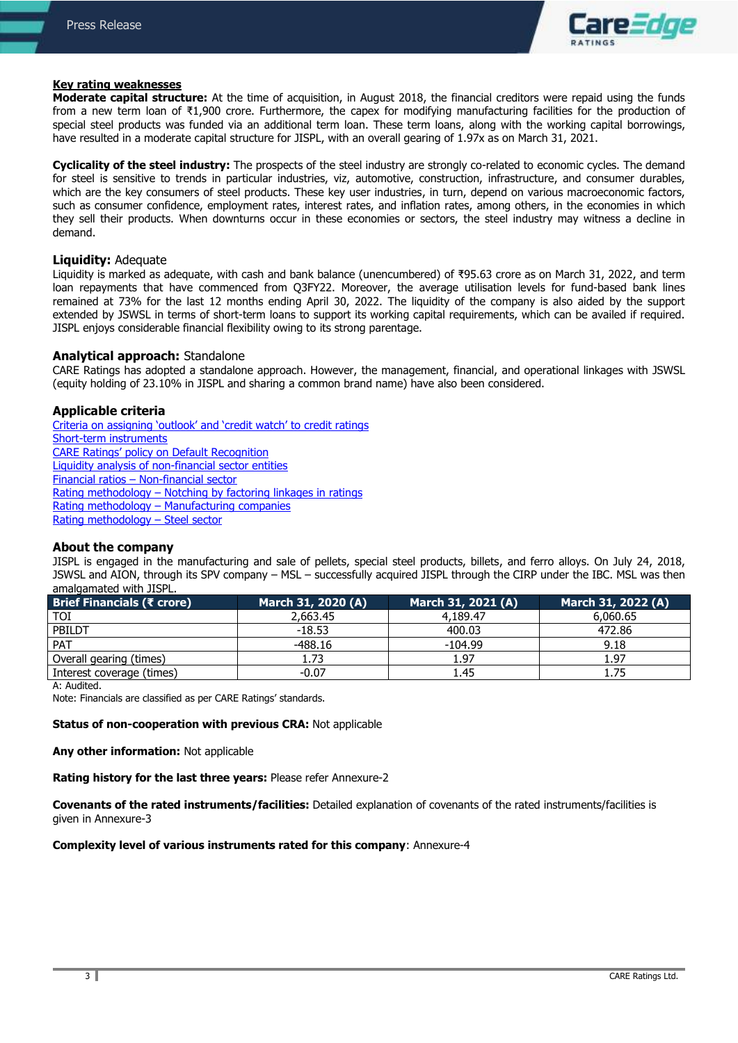**Key rating weaknesses**

**Moderate capital structure:** At the time of acquisition, in August 2018, the financial creditors were repaid using the funds from a new term loan of ₹1,900 crore. Furthermore, the capex for modifying manufacturing facilities for the production of special steel products was funded via an additional term loan. These term loans, along with the working capital borrowings, have resulted in a moderate capital structure for JISPL, with an overall gearing of 1.97x as on March 31, 2021.

**Cyclicality of the steel industry:** The prospects of the steel industry are strongly co-related to economic cycles. The demand for steel is sensitive to trends in particular industries, viz, automotive, construction, infrastructure, and consumer durables, which are the key consumers of steel products. These key user industries, in turn, depend on various macroeconomic factors, such as consumer confidence, employment rates, interest rates, and inflation rates, among others, in the economies in which they sell their products. When downturns occur in these economies or sectors, the steel industry may witness a decline in demand.

## Liquidity: Adequate

Liquidity is marked as adequate, with cash and bank balance (unencumbered) of ₹95.63 crore as on March 31, 2022, and term loan repayments that have commenced from Q3FY22. Moreover, the average utilisation levels for fund-based bank lines remained at 73% for the last 12 months ending April 30, 2022. The liquidity of the company is also aided by the support extended by JSWSL in terms of short-term loans to support its working capital requirements, which can be availed if required. JISPL enjoys considerable financial flexibility owing to its strong parentage.

## Analytical approach: Standalone

CARE Ratings has adopted a standalone approach. However, the management, financial, and operational linkages with JSWSL (equity holding of 23.10% in JISPL and sharing a common brand name) have also been considered.

## Applicable criteria

Criteria on assigning 'outlook' and 'credit watch' to credit ratings
Short-term instruments
CARE Ratings' policy on Default Recognition
Liquidity analysis of non-financial sector entities
Financial ratios – Non-financial sector
Rating methodology – Notching by factoring linkages in ratings
Rating methodology – Manufacturing companies
Rating methodology – Steel sector

## About the company

JISPL is engaged in the manufacturing and sale of pellets, special steel products, billets, and ferro alloys. On July 24, 2018, JSWSL and AION, through its SPV company – MSL – successfully acquired JISPL through the CIRP under the IBC. MSL was then amalgamated with JISPL.

| Brief Financials (₹ crore) | March 31, 2020 (A) | March 31, 2021 (A) | March 31, 2022 (A) |
|---|---|---|---|
| TOI | 2,663.45 | 4,189.47 | 6,060.65 |
| PBILDT | -18.53 | 400.03 | 472.86 |
| PAT | -488.16 | -104.99 | 9.18 |
| Overall gearing (times) | 1.73 | 1.97 | 1.97 |
| Interest coverage (times) | -0.07 | 1.45 | 1.75 |

A: Audited.
Note: Financials are classified as per CARE Ratings' standards.

**Status of non-cooperation with previous CRA:** Not applicable

**Any other information:** Not applicable

**Rating history for the last three years:** Please refer Annexure-2

**Covenants of the rated instruments/facilities:** Detailed explanation of covenants of the rated instruments/facilities is given in Annexure-3

**Complexity level of various instruments rated for this company**: Annexure-4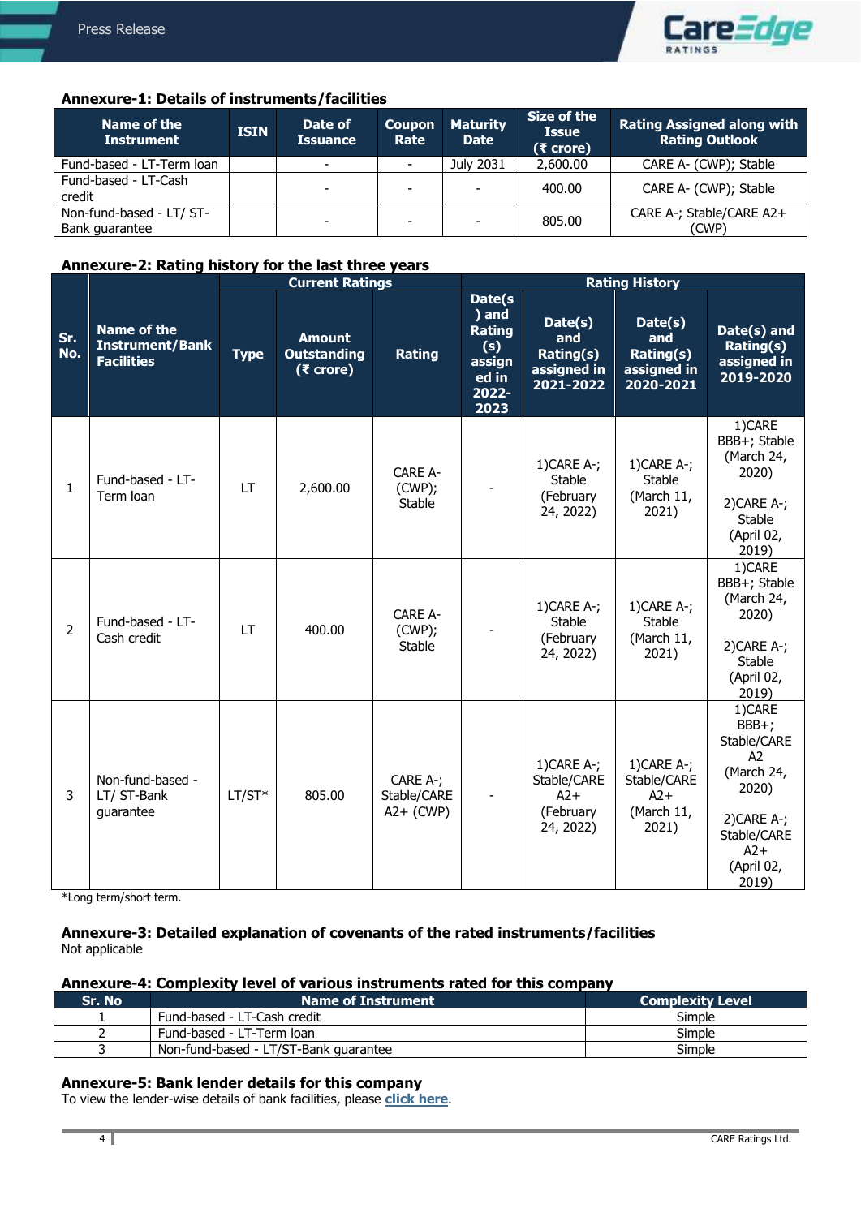### Annexure-1: Details of instruments/facilities

| Name of the Instrument | ISIN | Date of Issuance | Coupon Rate | Maturity Date | Size of the Issue (₹ crore) | Rating Assigned along with Rating Outlook |
|---|---|---|---|---|---|---|
| Fund-based - LT-Term loan | | - | - | July 2031 | 2,600.00 | CARE A- (CWP); Stable |
| Fund-based - LT-Cash credit | | - | - | - | 400.00 | CARE A- (CWP); Stable |
| Non-fund-based - LT/ ST-Bank guarantee | | - | - | - | 805.00 | CARE A-; Stable/CARE A2+ (CWP) |

### Annexure-2: Rating history for the last three years

| Sr. No. | Name of the Instrument/Bank Facilities | Current Ratings | | | Rating History | | | |
|---|---|---|---|---|---|---|---|---|
| | | Type | Amount Outstanding (₹ crore) | Rating | Date(s) and Rating(s) assigned in 2022-2023 | Date(s) and Rating(s) assigned in 2021-2022 | Date(s) and Rating(s) assigned in 2020-2021 | Date(s) and Rating(s) assigned in 2019-2020 |
| 1 | Fund-based - LT-Term loan | LT | 2,600.00 | CARE A- (CWP); Stable | - | 1)CARE A-; Stable (February 24, 2022) | 1)CARE A-; Stable (March 11, 2021) | 1)CARE BBB+; Stable (March 24, 2020)<br><br>2)CARE A-; Stable (April 02, 2019) |
| 2 | Fund-based - LT-Cash credit | LT | 400.00 | CARE A- (CWP); Stable | - | 1)CARE A-; Stable (February 24, 2022) | 1)CARE A-; Stable (March 11, 2021) | 1)CARE BBB+; Stable (March 24, 2020)<br><br>2)CARE A-; Stable (April 02, 2019) |
| 3 | Non-fund-based - LT/ ST-Bank guarantee | LT/ST* | 805.00 | CARE A-; Stable/CARE A2+ (CWP) | - | 1)CARE A-; Stable/CARE A2+ (February 24, 2022) | 1)CARE A-; Stable/CARE A2+ (March 11, 2021) | 1)CARE BBB+; Stable/CARE A2 (March 24, 2020)<br><br>2)CARE A-; Stable/CARE A2+ (April 02, 2019) |

*Long term/short term.

### Annexure-3: Detailed explanation of covenants of the rated instruments/facilities

Not applicable

### Annexure-4: Complexity level of various instruments rated for this company

| Sr. No | Name of Instrument | Complexity Level |
|---|---|---|
| 1 | Fund-based - LT-Cash credit | Simple |
| 2 | Fund-based - LT-Term loan | Simple |
| 3 | Non-fund-based - LT/ST-Bank guarantee | Simple |

### Annexure-5: Bank lender details for this company

To view the lender-wise details of bank facilities, please **click here**.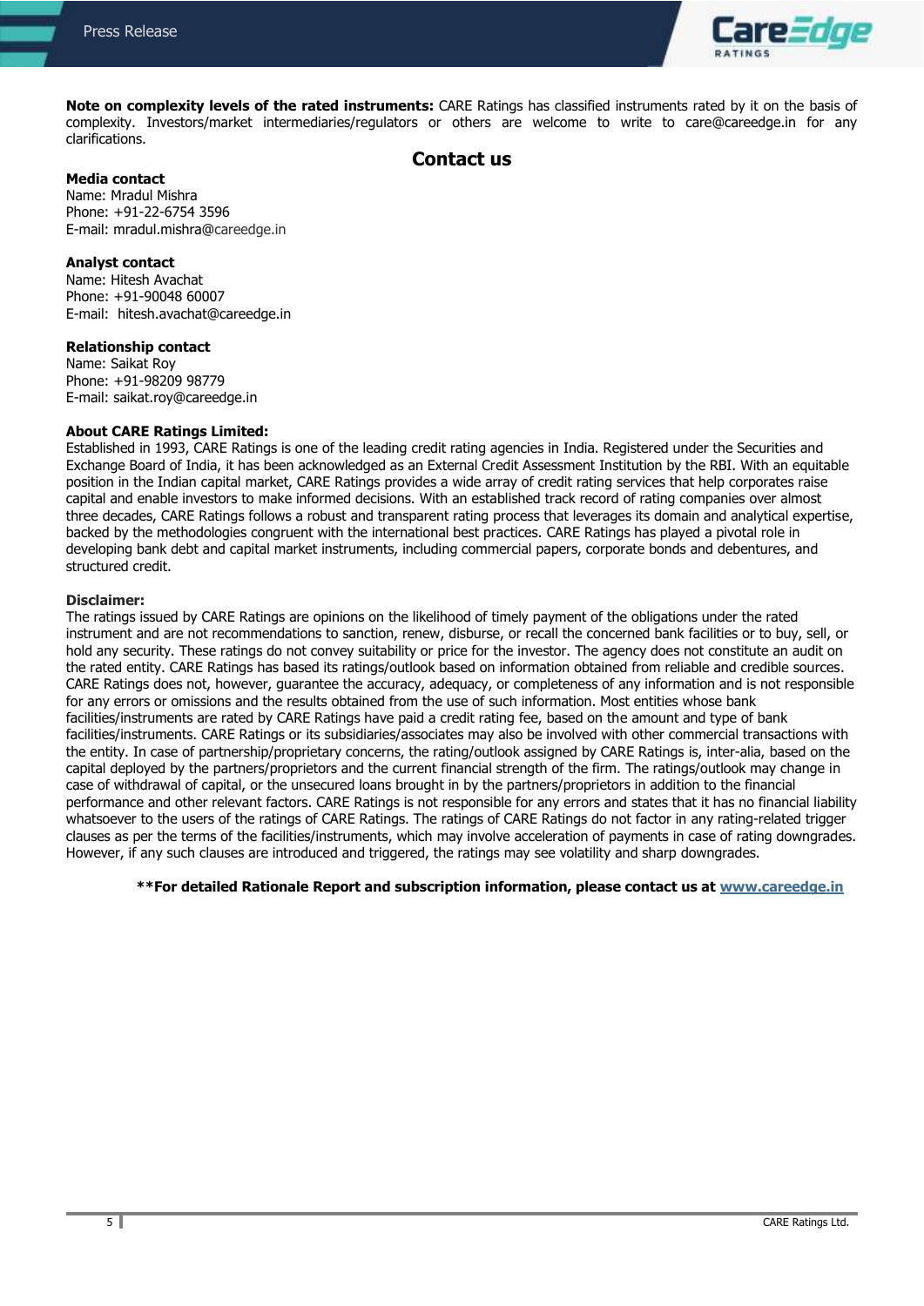**Note on complexity levels of the rated instruments:** CARE Ratings has classified instruments rated by it on the basis of complexity. Investors/market intermediaries/regulators or others are welcome to write to care@careedge.in for any clarifications.

## Contact us

**Media contact**
Name: Mradul Mishra
Phone: +91-22-6754 3596
E-mail: mradul.mishra@careedge.in

**Analyst contact**
Name: Hitesh Avachat
Phone: +91-90048 60007
E-mail: hitesh.avachat@careedge.in

**Relationship contact**
Name: Saikat Roy
Phone: +91-98209 98779
E-mail: saikat.roy@careedge.in

**About CARE Ratings Limited:**
Established in 1993, CARE Ratings is one of the leading credit rating agencies in India. Registered under the Securities and Exchange Board of India, it has been acknowledged as an External Credit Assessment Institution by the RBI. With an equitable position in the Indian capital market, CARE Ratings provides a wide array of credit rating services that help corporates raise capital and enable investors to make informed decisions. With an established track record of rating companies over almost three decades, CARE Ratings follows a robust and transparent rating process that leverages its domain and analytical expertise, backed by the methodologies congruent with the international best practices. CARE Ratings has played a pivotal role in developing bank debt and capital market instruments, including commercial papers, corporate bonds and debentures, and structured credit.

**Disclaimer:**
The ratings issued by CARE Ratings are opinions on the likelihood of timely payment of the obligations under the rated instrument and are not recommendations to sanction, renew, disburse, or recall the concerned bank facilities or to buy, sell, or hold any security. These ratings do not convey suitability or price for the investor. The agency does not constitute an audit on the rated entity. CARE Ratings has based its ratings/outlook based on information obtained from reliable and credible sources. CARE Ratings does not, however, guarantee the accuracy, adequacy, or completeness of any information and is not responsible for any errors or omissions and the results obtained from the use of such information. Most entities whose bank facilities/instruments are rated by CARE Ratings have paid a credit rating fee, based on the amount and type of bank facilities/instruments. CARE Ratings or its subsidiaries/associates may also be involved with other commercial transactions with the entity. In case of partnership/proprietary concerns, the rating/outlook assigned by CARE Ratings is, inter-alia, based on the capital deployed by the partners/proprietors and the current financial strength of the firm. The ratings/outlook may change in case of withdrawal of capital, or the unsecured loans brought in by the partners/proprietors in addition to the financial performance and other relevant factors. CARE Ratings is not responsible for any errors and states that it has no financial liability whatsoever to the users of the ratings of CARE Ratings. The ratings of CARE Ratings do not factor in any rating-related trigger clauses as per the terms of the facilities/instruments, which may involve acceleration of payments in case of rating downgrades. However, if any such clauses are introduced and triggered, the ratings may see volatility and sharp downgrades.

****For detailed Rationale Report and subscription information, please contact us at www.careedge.in**